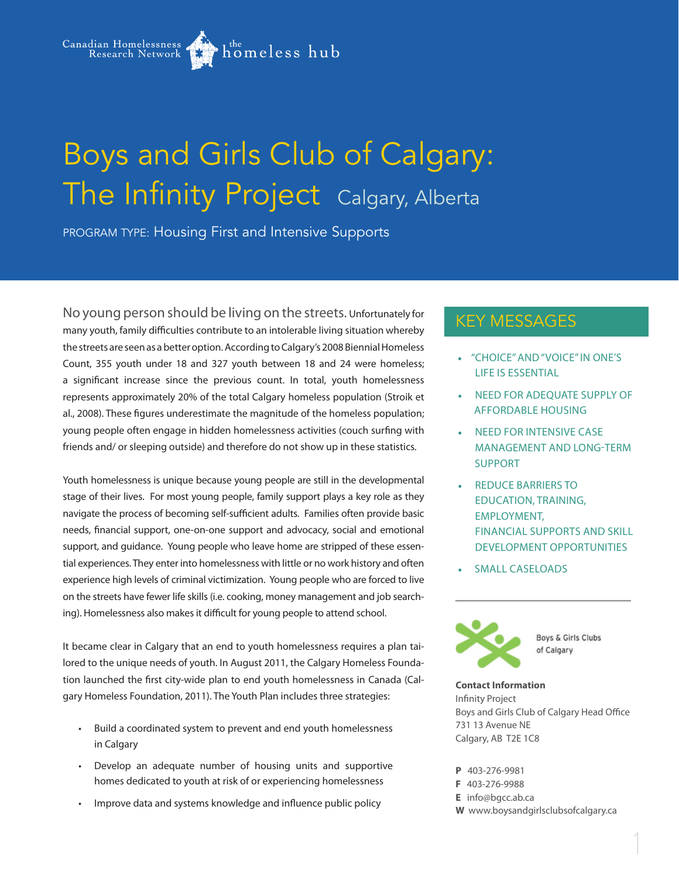Canadian Homelessness Research Network | the homeless hub

# Boys and Girls Club of Calgary: The Infinity Project

Calgary, Alberta

PROGRAM TYPE: Housing First and Intensive Supports

No young person should be living on the streets. Unfortunately for many youth, family difficulties contribute to an intolerable living situation whereby the streets are seen as a better option. According to Calgary's 2008 Biennial Homeless Count, 355 youth under 18 and 327 youth between 18 and 24 were homeless; a significant increase since the previous count. In total, youth homelessness represents approximately 20% of the total Calgary homeless population (Stroik et al., 2008). These figures underestimate the magnitude of the homeless population; young people often engage in hidden homelessness activities (couch surfing with friends and/ or sleeping outside) and therefore do not show up in these statistics.

Youth homelessness is unique because young people are still in the developmental stage of their lives. For most young people, family support plays a key role as they navigate the process of becoming self-sufficient adults. Families often provide basic needs, financial support, one-on-one support and advocacy, social and emotional support, and guidance. Young people who leave home are stripped of these essential experiences. They enter into homelessness with little or no work history and often experience high levels of criminal victimization. Young people who are forced to live on the streets have fewer life skills (i.e. cooking, money management and job searching). Homelessness also makes it difficult for young people to attend school.

It became clear in Calgary that an end to youth homelessness requires a plan tailored to the unique needs of youth. In August 2011, the Calgary Homeless Foundation launched the first city-wide plan to end youth homelessness in Canada (Calgary Homeless Foundation, 2011). The Youth Plan includes three strategies:

- Build a coordinated system to prevent and end youth homelessness in Calgary
- Develop an adequate number of housing units and supportive homes dedicated to youth at risk of or experiencing homelessness
- Improve data and systems knowledge and influence public policy

## KEY MESSAGES

- "CHOICE" AND "VOICE" IN ONE'S LIFE IS ESSENTIAL
- NEED FOR ADEQUATE SUPPLY OF AFFORDABLE HOUSING
- NEED FOR INTENSIVE CASE MANAGEMENT AND LONG-TERM SUPPORT
- REDUCE BARRIERS TO EDUCATION, TRAINING, EMPLOYMENT, FINANCIAL SUPPORTS AND SKILL DEVELOPMENT OPPORTUNITIES
- SMALL CASELOADS

Boys & Girls Clubs of Calgary

**Contact Information**
Infinity Project
Boys and Girls Club of Calgary Head Office
731 13 Avenue NE
Calgary, AB T2E 1C8

**P** 403-276-9981
**F** 403-276-9988
**E** info@bgcc.ab.ca
**W** www.boysandgirlsclubsofcalgary.ca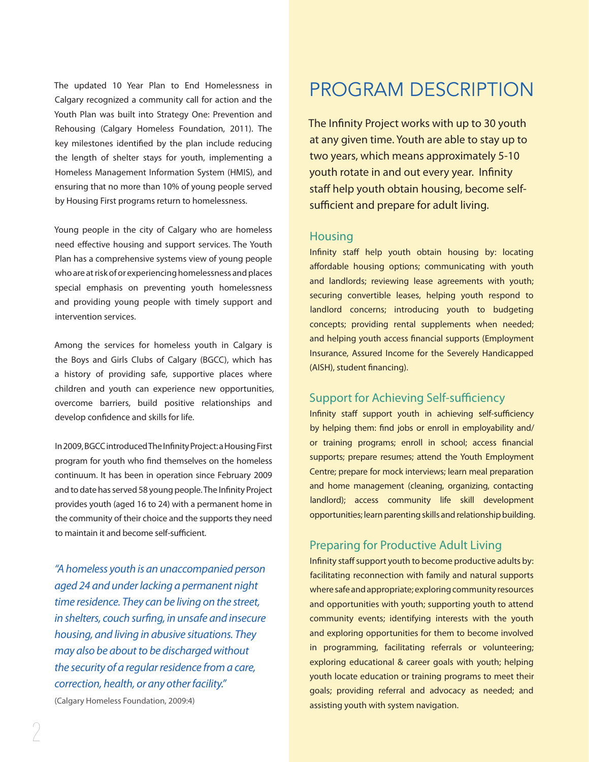The updated 10 Year Plan to End Homelessness in Calgary recognized a community call for action and the Youth Plan was built into Strategy One: Prevention and Rehousing (Calgary Homeless Foundation, 2011). The key milestones identified by the plan include reducing the length of shelter stays for youth, implementing a Homeless Management Information System (HMIS), and ensuring that no more than 10% of young people served by Housing First programs return to homelessness.

Young people in the city of Calgary who are homeless need effective housing and support services. The Youth Plan has a comprehensive systems view of young people who are at risk of or experiencing homelessness and places special emphasis on preventing youth homelessness and providing young people with timely support and intervention services.

Among the services for homeless youth in Calgary is the Boys and Girls Clubs of Calgary (BGCC), which has a history of providing safe, supportive places where children and youth can experience new opportunities, overcome barriers, build positive relationships and develop confidence and skills for life.

In 2009, BGCC introduced The Infinity Project: a Housing First program for youth who find themselves on the homeless continuum. It has been in operation since February 2009 and to date has served 58 young people. The Infinity Project provides youth (aged 16 to 24) with a permanent home in the community of their choice and the supports they need to maintain it and become self-sufficient.

*"A homeless youth is an unaccompanied person aged 24 and under lacking a permanent night time residence. They can be living on the street, in shelters, couch surfing, in unsafe and insecure housing, and living in abusive situations. They may also be about to be discharged without the security of a regular residence from a care, correction, health, or any other facility."*

(Calgary Homeless Foundation, 2009:4)

# PROGRAM DESCRIPTION

The Infinity Project works with up to 30 youth at any given time. Youth are able to stay up to two years, which means approximately 5-10 youth rotate in and out every year. Infinity staff help youth obtain housing, become self-sufficient and prepare for adult living.

## Housing

Infinity staff help youth obtain housing by: locating affordable housing options; communicating with youth and landlords; reviewing lease agreements with youth; securing convertible leases, helping youth respond to landlord concerns; introducing youth to budgeting concepts; providing rental supplements when needed; and helping youth access financial supports (Employment Insurance, Assured Income for the Severely Handicapped (AISH), student financing).

## Support for Achieving Self-sufficiency

Infinity staff support youth in achieving self-sufficiency by helping them: find jobs or enroll in employability and/or training programs; enroll in school; access financial supports; prepare resumes; attend the Youth Employment Centre; prepare for mock interviews; learn meal preparation and home management (cleaning, organizing, contacting landlord); access community life skill development opportunities; learn parenting skills and relationship building.

## Preparing for Productive Adult Living

Infinity staff support youth to become productive adults by: facilitating reconnection with family and natural supports where safe and appropriate; exploring community resources and opportunities with youth; supporting youth to attend community events; identifying interests with the youth and exploring opportunities for them to become involved in programming, facilitating referrals or volunteering; exploring educational & career goals with youth; helping youth locate education or training programs to meet their goals; providing referral and advocacy as needed; and assisting youth with system navigation.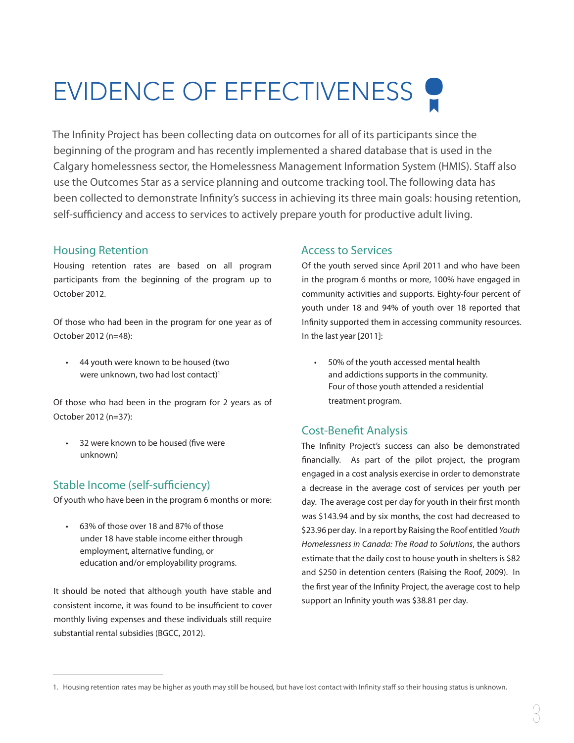# EVIDENCE OF EFFECTIVENESS

The Infinity Project has been collecting data on outcomes for all of its participants since the beginning of the program and has recently implemented a shared database that is used in the Calgary homelessness sector, the Homelessness Management Information System (HMIS). Staff also use the Outcomes Star as a service planning and outcome tracking tool. The following data has been collected to demonstrate Infinity's success in achieving its three main goals: housing retention, self-sufficiency and access to services to actively prepare youth for productive adult living.

## Housing Retention

Housing retention rates are based on all program participants from the beginning of the program up to October 2012.

Of those who had been in the program for one year as of October 2012 (n=48):

- 44 youth were known to be housed (two were unknown, two had lost contact)[1]

Of those who had been in the program for 2 years as of October 2012 (n=37):

- 32 were known to be housed (five were unknown)

## Stable Income (self-sufficiency)

Of youth who have been in the program 6 months or more:

- 63% of those over 18 and 87% of those under 18 have stable income either through employment, alternative funding, or education and/or employability programs.

It should be noted that although youth have stable and consistent income, it was found to be insufficient to cover monthly living expenses and these individuals still require substantial rental subsidies (BGCC, 2012).

## Access to Services

Of the youth served since April 2011 and who have been in the program 6 months or more, 100% have engaged in community activities and supports. Eighty-four percent of youth under 18 and 94% of youth over 18 reported that Infinity supported them in accessing community resources. In the last year [2011]:

- 50% of the youth accessed mental health and addictions supports in the community. Four of those youth attended a residential treatment program.

## Cost-Benefit Analysis

The Infinity Project's success can also be demonstrated financially. As part of the pilot project, the program engaged in a cost analysis exercise in order to demonstrate a decrease in the average cost of services per youth per day. The average cost per day for youth in their first month was $143.94 and by six months, the cost had decreased to $23.96 per day. In a report by Raising the Roof entitled *Youth Homelessness in Canada: The Road to Solutions*, the authors estimate that the daily cost to house youth in shelters is $82 and $250 in detention centers (Raising the Roof, 2009). In the first year of the Infinity Project, the average cost to help support an Infinity youth was $38.81 per day.

---

1. Housing retention rates may be higher as youth may still be housed, but have lost contact with Infinity staff so their housing status is unknown.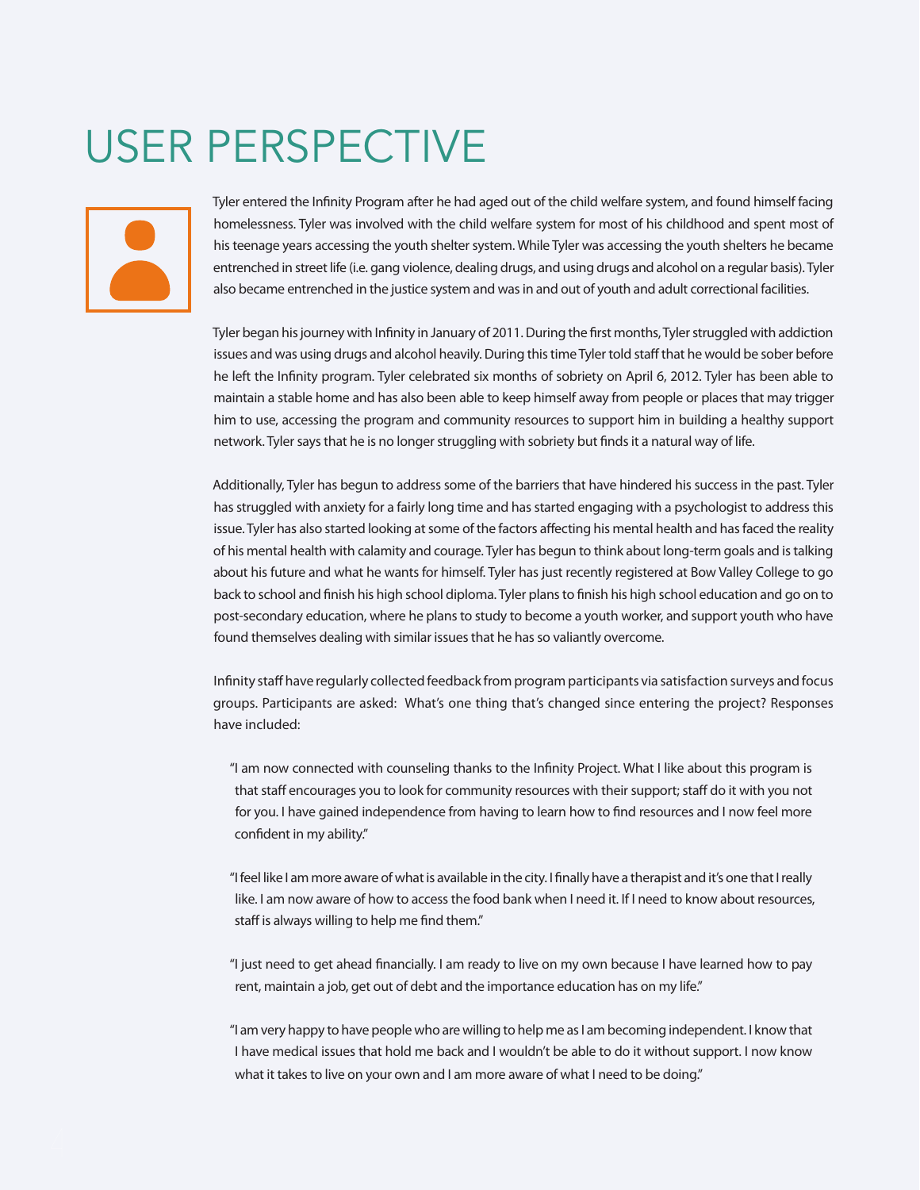# USER PERSPECTIVE

Tyler entered the Infinity Program after he had aged out of the child welfare system, and found himself facing homelessness. Tyler was involved with the child welfare system for most of his childhood and spent most of his teenage years accessing the youth shelter system. While Tyler was accessing the youth shelters he became entrenched in street life (i.e. gang violence, dealing drugs, and using drugs and alcohol on a regular basis). Tyler also became entrenched in the justice system and was in and out of youth and adult correctional facilities.

Tyler began his journey with Infinity in January of 2011. During the first months, Tyler struggled with addiction issues and was using drugs and alcohol heavily. During this time Tyler told staff that he would be sober before he left the Infinity program. Tyler celebrated six months of sobriety on April 6, 2012. Tyler has been able to maintain a stable home and has also been able to keep himself away from people or places that may trigger him to use, accessing the program and community resources to support him in building a healthy support network. Tyler says that he is no longer struggling with sobriety but finds it a natural way of life.

Additionally, Tyler has begun to address some of the barriers that have hindered his success in the past. Tyler has struggled with anxiety for a fairly long time and has started engaging with a psychologist to address this issue. Tyler has also started looking at some of the factors affecting his mental health and has faced the reality of his mental health with calamity and courage. Tyler has begun to think about long-term goals and is talking about his future and what he wants for himself. Tyler has just recently registered at Bow Valley College to go back to school and finish his high school diploma. Tyler plans to finish his high school education and go on to post-secondary education, where he plans to study to become a youth worker, and support youth who have found themselves dealing with similar issues that he has so valiantly overcome.

Infinity staff have regularly collected feedback from program participants via satisfaction surveys and focus groups. Participants are asked: What's one thing that's changed since entering the project? Responses have included:

> "I am now connected with counseling thanks to the Infinity Project. What I like about this program is that staff encourages you to look for community resources with their support; staff do it with you not for you. I have gained independence from having to learn how to find resources and I now feel more confident in my ability."

> "I feel like I am more aware of what is available in the city. I finally have a therapist and it's one that I really like. I am now aware of how to access the food bank when I need it. If I need to know about resources, staff is always willing to help me find them."

> "I just need to get ahead financially. I am ready to live on my own because I have learned how to pay rent, maintain a job, get out of debt and the importance education has on my life."

> "I am very happy to have people who are willing to help me as I am becoming independent. I know that I have medical issues that hold me back and I wouldn't be able to do it without support. I now know what it takes to live on your own and I am more aware of what I need to be doing."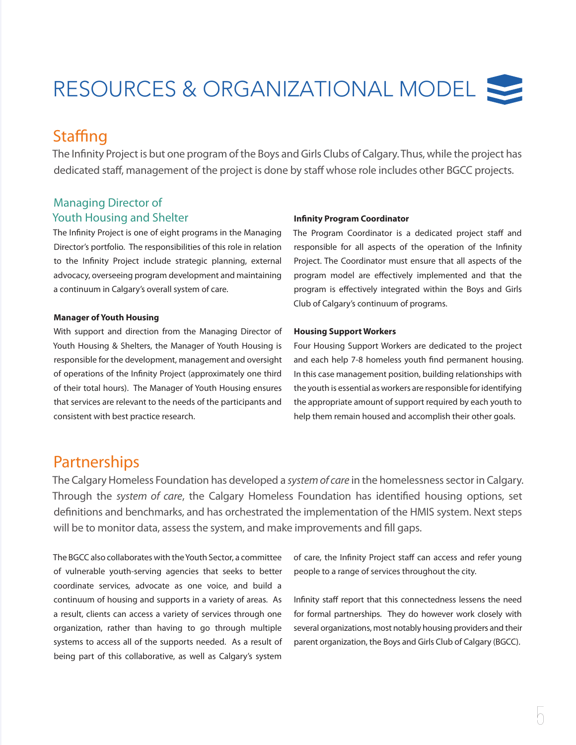# RESOURCES & ORGANIZATIONAL MODEL

## Staffing

The Infinity Project is but one program of the Boys and Girls Clubs of Calgary. Thus, while the project has dedicated staff, management of the project is done by staff whose role includes other BGCC projects.

### Managing Director of Youth Housing and Shelter

The Infinity Project is one of eight programs in the Managing Director's portfolio. The responsibilities of this role in relation to the Infinity Project include strategic planning, external advocacy, overseeing program development and maintaining a continuum in Calgary's overall system of care.

**Manager of Youth Housing**

With support and direction from the Managing Director of Youth Housing & Shelters, the Manager of Youth Housing is responsible for the development, management and oversight of operations of the Infinity Project (approximately one third of their total hours). The Manager of Youth Housing ensures that services are relevant to the needs of the participants and consistent with best practice research.

**Infinity Program Coordinator**

The Program Coordinator is a dedicated project staff and responsible for all aspects of the operation of the Infinity Project. The Coordinator must ensure that all aspects of the program model are effectively implemented and that the program is effectively integrated within the Boys and Girls Club of Calgary's continuum of programs.

**Housing Support Workers**

Four Housing Support Workers are dedicated to the project and each help 7-8 homeless youth find permanent housing. In this case management position, building relationships with the youth is essential as workers are responsible for identifying the appropriate amount of support required by each youth to help them remain housed and accomplish their other goals.

## Partnerships

The Calgary Homeless Foundation has developed a *system of care* in the homelessness sector in Calgary. Through the *system of care*, the Calgary Homeless Foundation has identified housing options, set definitions and benchmarks, and has orchestrated the implementation of the HMIS system. Next steps will be to monitor data, assess the system, and make improvements and fill gaps.

The BGCC also collaborates with the Youth Sector, a committee of vulnerable youth-serving agencies that seeks to better coordinate services, advocate as one voice, and build a continuum of housing and supports in a variety of areas. As a result, clients can access a variety of services through one organization, rather than having to go through multiple systems to access all of the supports needed. As a result of being part of this collaborative, as well as Calgary's system of care, the Infinity Project staff can access and refer young people to a range of services throughout the city.

Infinity staff report that this connectedness lessens the need for formal partnerships. They do however work closely with several organizations, most notably housing providers and their parent organization, the Boys and Girls Club of Calgary (BGCC).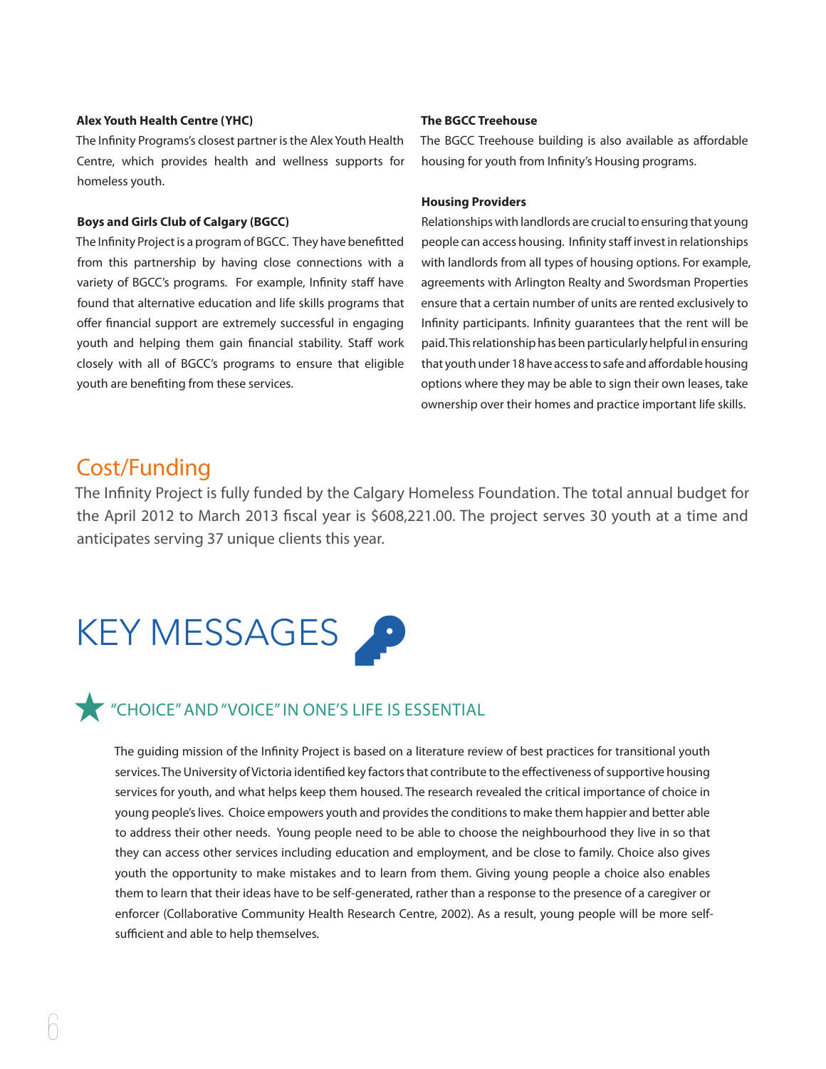**Alex Youth Health Centre (YHC)**

The Infinity Programs's closest partner is the Alex Youth Health Centre, which provides health and wellness supports for homeless youth.

**Boys and Girls Club of Calgary (BGCC)**

The Infinity Project is a program of BGCC. They have benefitted from this partnership by having close connections with a variety of BGCC's programs. For example, Infinity staff have found that alternative education and life skills programs that offer financial support are extremely successful in engaging youth and helping them gain financial stability. Staff work closely with all of BGCC's programs to ensure that eligible youth are benefiting from these services.

**The BGCC Treehouse**

The BGCC Treehouse building is also available as affordable housing for youth from Infinity's Housing programs.

**Housing Providers**

Relationships with landlords are crucial to ensuring that young people can access housing. Infinity staff invest in relationships with landlords from all types of housing options. For example, agreements with Arlington Realty and Swordsman Properties ensure that a certain number of units are rented exclusively to Infinity participants. Infinity guarantees that the rent will be paid. This relationship has been particularly helpful in ensuring that youth under 18 have access to safe and affordable housing options where they may be able to sign their own leases, take ownership over their homes and practice important life skills.

## Cost/Funding

The Infinity Project is fully funded by the Calgary Homeless Foundation. The total annual budget for the April 2012 to March 2013 fiscal year is $608,221.00. The project serves 30 youth at a time and anticipates serving 37 unique clients this year.

# KEY MESSAGES

## "CHOICE" AND "VOICE" IN ONE'S LIFE IS ESSENTIAL

The guiding mission of the Infinity Project is based on a literature review of best practices for transitional youth services. The University of Victoria identified key factors that contribute to the effectiveness of supportive housing services for youth, and what helps keep them housed. The research revealed the critical importance of choice in young people's lives. Choice empowers youth and provides the conditions to make them happier and better able to address their other needs. Young people need to be able to choose the neighbourhood they live in so that they can access other services including education and employment, and be close to family. Choice also gives youth the opportunity to make mistakes and to learn from them. Giving young people a choice also enables them to learn that their ideas have to be self-generated, rather than a response to the presence of a caregiver or enforcer (Collaborative Community Health Research Centre, 2002). As a result, young people will be more self-sufficient and able to help themselves.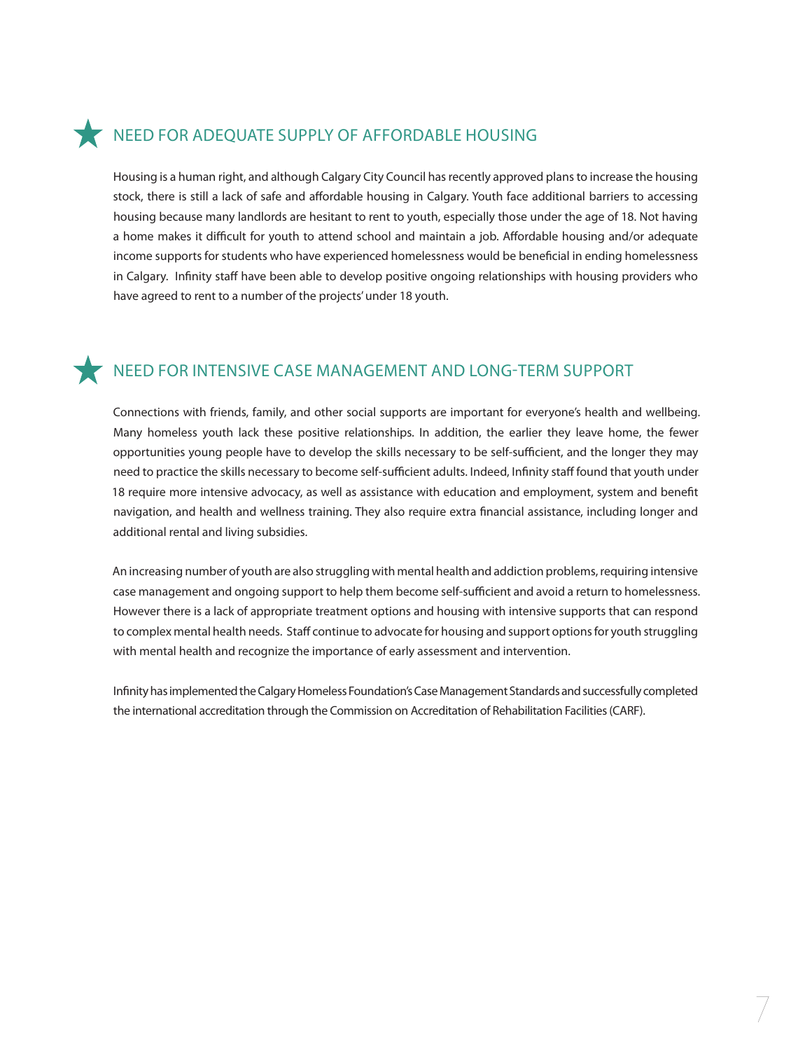## NEED FOR ADEQUATE SUPPLY OF AFFORDABLE HOUSING

Housing is a human right, and although Calgary City Council has recently approved plans to increase the housing stock, there is still a lack of safe and affordable housing in Calgary. Youth face additional barriers to accessing housing because many landlords are hesitant to rent to youth, especially those under the age of 18. Not having a home makes it difficult for youth to attend school and maintain a job. Affordable housing and/or adequate income supports for students who have experienced homelessness would be beneficial in ending homelessness in Calgary. Infinity staff have been able to develop positive ongoing relationships with housing providers who have agreed to rent to a number of the projects' under 18 youth.

## NEED FOR INTENSIVE CASE MANAGEMENT AND LONG-TERM SUPPORT

Connections with friends, family, and other social supports are important for everyone's health and wellbeing. Many homeless youth lack these positive relationships. In addition, the earlier they leave home, the fewer opportunities young people have to develop the skills necessary to be self-sufficient, and the longer they may need to practice the skills necessary to become self-sufficient adults. Indeed, Infinity staff found that youth under 18 require more intensive advocacy, as well as assistance with education and employment, system and benefit navigation, and health and wellness training. They also require extra financial assistance, including longer and additional rental and living subsidies.

An increasing number of youth are also struggling with mental health and addiction problems, requiring intensive case management and ongoing support to help them become self-sufficient and avoid a return to homelessness. However there is a lack of appropriate treatment options and housing with intensive supports that can respond to complex mental health needs. Staff continue to advocate for housing and support options for youth struggling with mental health and recognize the importance of early assessment and intervention.

Infinity has implemented the Calgary Homeless Foundation's Case Management Standards and successfully completed the international accreditation through the Commission on Accreditation of Rehabilitation Facilities (CARF).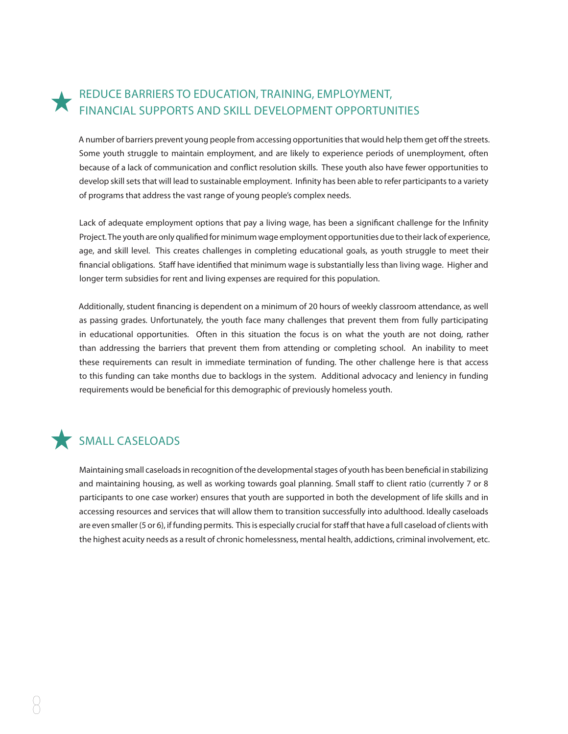## REDUCE BARRIERS TO EDUCATION, TRAINING, EMPLOYMENT, FINANCIAL SUPPORTS AND SKILL DEVELOPMENT OPPORTUNITIES

A number of barriers prevent young people from accessing opportunities that would help them get off the streets. Some youth struggle to maintain employment, and are likely to experience periods of unemployment, often because of a lack of communication and conflict resolution skills. These youth also have fewer opportunities to develop skill sets that will lead to sustainable employment. Infinity has been able to refer participants to a variety of programs that address the vast range of young people's complex needs.

Lack of adequate employment options that pay a living wage, has been a significant challenge for the Infinity Project. The youth are only qualified for minimum wage employment opportunities due to their lack of experience, age, and skill level. This creates challenges in completing educational goals, as youth struggle to meet their financial obligations. Staff have identified that minimum wage is substantially less than living wage. Higher and longer term subsidies for rent and living expenses are required for this population.

Additionally, student financing is dependent on a minimum of 20 hours of weekly classroom attendance, as well as passing grades. Unfortunately, the youth face many challenges that prevent them from fully participating in educational opportunities. Often in this situation the focus is on what the youth are not doing, rather than addressing the barriers that prevent them from attending or completing school. An inability to meet these requirements can result in immediate termination of funding. The other challenge here is that access to this funding can take months due to backlogs in the system. Additional advocacy and leniency in funding requirements would be beneficial for this demographic of previously homeless youth.

## SMALL CASELOADS

Maintaining small caseloads in recognition of the developmental stages of youth has been beneficial in stabilizing and maintaining housing, as well as working towards goal planning. Small staff to client ratio (currently 7 or 8 participants to one case worker) ensures that youth are supported in both the development of life skills and in accessing resources and services that will allow them to transition successfully into adulthood. Ideally caseloads are even smaller (5 or 6), if funding permits. This is especially crucial for staff that have a full caseload of clients with the highest acuity needs as a result of chronic homelessness, mental health, addictions, criminal involvement, etc.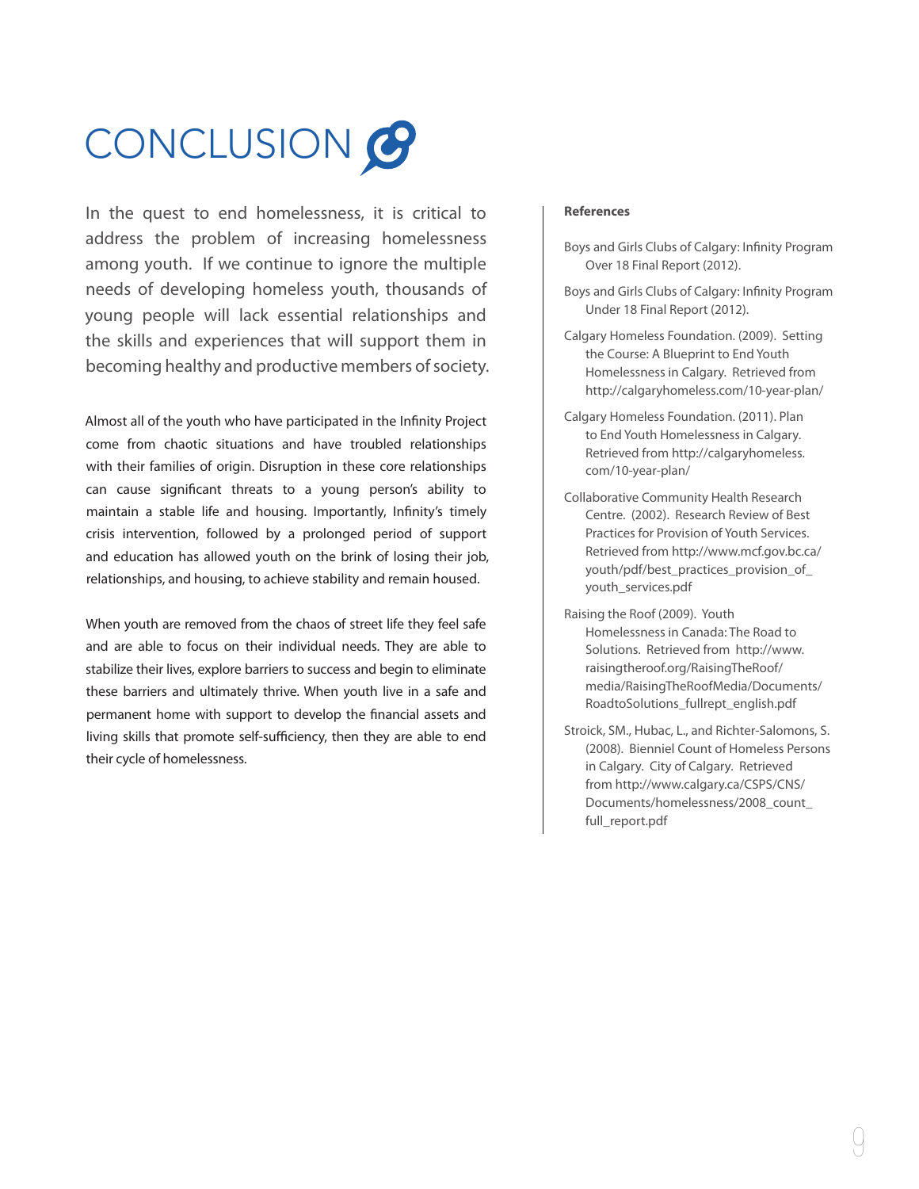# CONCLUSION

In the quest to end homelessness, it is critical to address the problem of increasing homelessness among youth. If we continue to ignore the multiple needs of developing homeless youth, thousands of young people will lack essential relationships and the skills and experiences that will support them in becoming healthy and productive members of society.

Almost all of the youth who have participated in the Infinity Project come from chaotic situations and have troubled relationships with their families of origin. Disruption in these core relationships can cause significant threats to a young person's ability to maintain a stable life and housing. Importantly, Infinity's timely crisis intervention, followed by a prolonged period of support and education has allowed youth on the brink of losing their job, relationships, and housing, to achieve stability and remain housed.

When youth are removed from the chaos of street life they feel safe and are able to focus on their individual needs. They are able to stabilize their lives, explore barriers to success and begin to eliminate these barriers and ultimately thrive. When youth live in a safe and permanent home with support to develop the financial assets and living skills that promote self-sufficiency, then they are able to end their cycle of homelessness.

**References**

Boys and Girls Clubs of Calgary: Infinity Program Over 18 Final Report (2012).

Boys and Girls Clubs of Calgary: Infinity Program Under 18 Final Report (2012).

Calgary Homeless Foundation. (2009). Setting the Course: A Blueprint to End Youth Homelessness in Calgary. Retrieved from http://calgaryhomeless.com/10-year-plan/

Calgary Homeless Foundation. (2011). Plan to End Youth Homelessness in Calgary. Retrieved from http://calgaryhomeless.com/10-year-plan/

Collaborative Community Health Research Centre. (2002). Research Review of Best Practices for Provision of Youth Services. Retrieved from http://www.mcf.gov.bc.ca/youth/pdf/best_practices_provision_of_youth_services.pdf

Raising the Roof (2009). Youth Homelessness in Canada: The Road to Solutions. Retrieved from http://www.raisingtheroof.org/RaisingTheRoof/media/RaisingTheRoofMedia/Documents/RoadtoSolutions_fullrept_english.pdf

Stroick, SM., Hubac, L., and Richter-Salomons, S. (2008). Bienniel Count of Homeless Persons in Calgary. City of Calgary. Retrieved from http://www.calgary.ca/CSPS/CNS/Documents/homelessness/2008_count_full_report.pdf